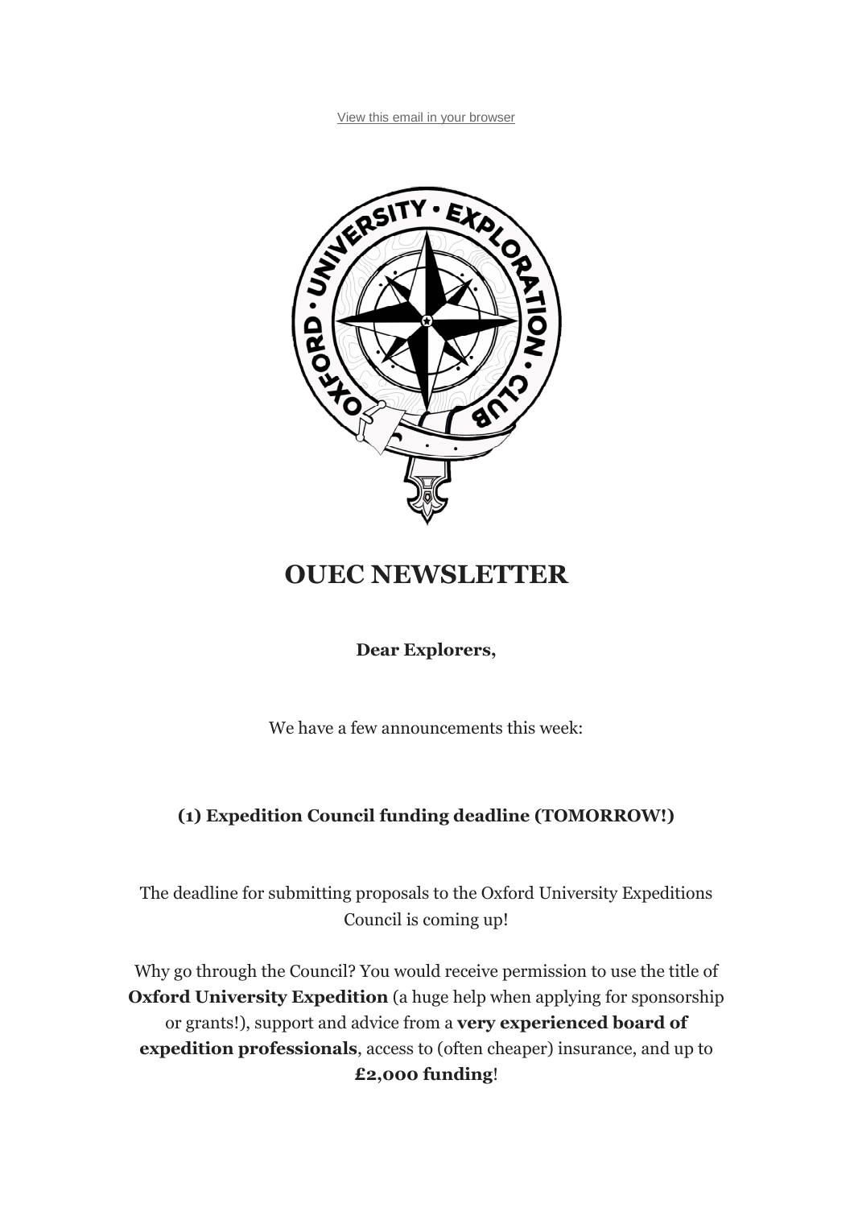View this email in your browser

# OUEC NEWSLETTER

**Dear Explorers,**

We have a few announcements this week:

### (1) Expedition Council funding deadline (TOMORROW!)

The deadline for submitting proposals to the Oxford University Expeditions Council is coming up!

Why go through the Council? You would receive permission to use the title of **Oxford University Expedition** (a huge help when applying for sponsorship or grants!), support and advice from a **very experienced board of expedition professionals**, access to (often cheaper) insurance, and up to **£2,000 funding**!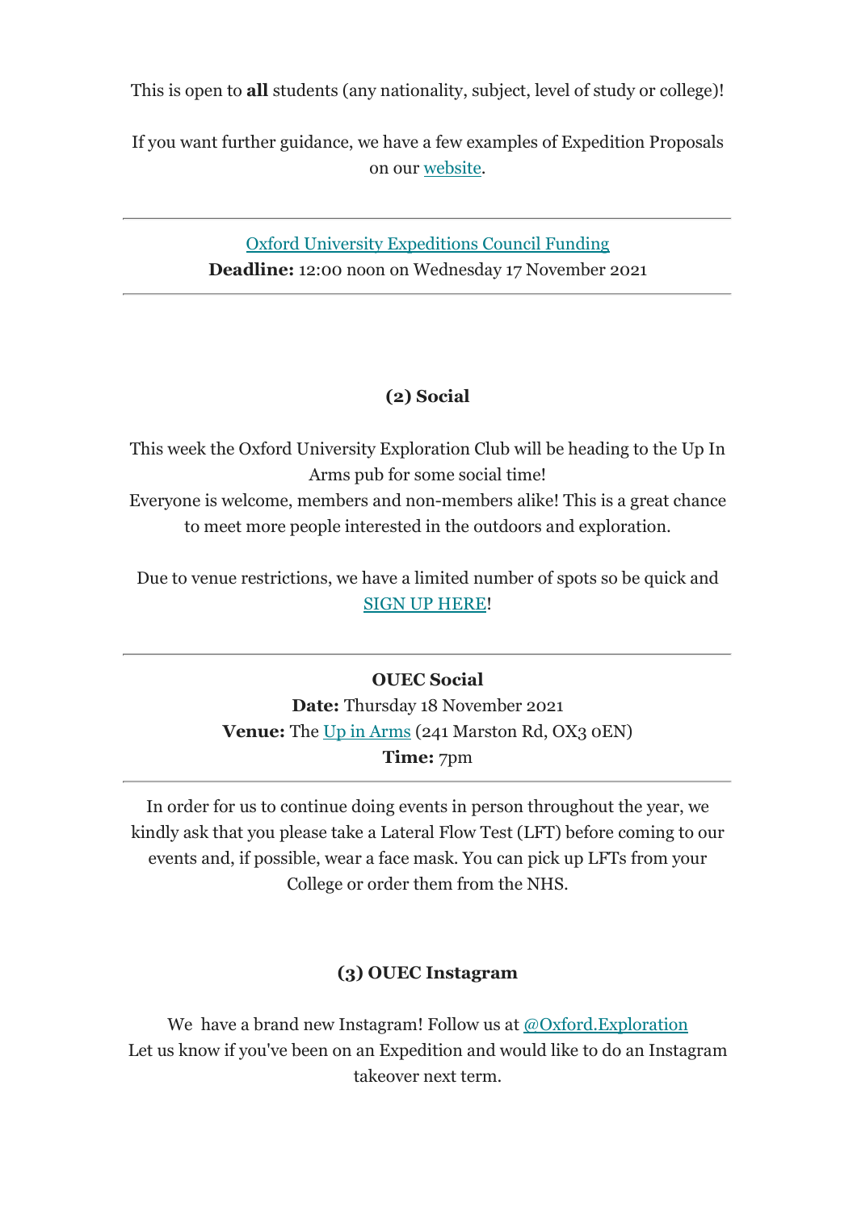This is open to **all** students (any nationality, subject, level of study or college)!

If you want further guidance, we have a few examples of Expedition Proposals on our website.

---

Oxford University Expeditions Council Funding
**Deadline:** 12:00 noon on Wednesday 17 November 2021

---

### (2) Social

This week the Oxford University Exploration Club will be heading to the Up In Arms pub for some social time!
Everyone is welcome, members and non-members alike! This is a great chance to meet more people interested in the outdoors and exploration.

Due to venue restrictions, we have a limited number of spots so be quick and SIGN UP HERE!

---

**OUEC Social**
**Date:** Thursday 18 November 2021
**Venue:** The Up in Arms (241 Marston Rd, OX3 0EN)
**Time:** 7pm

---

In order for us to continue doing events in person throughout the year, we kindly ask that you please take a Lateral Flow Test (LFT) before coming to our events and, if possible, wear a face mask. You can pick up LFTs from your College or order them from the NHS.

### (3) OUEC Instagram

We have a brand new Instagram! Follow us at @Oxford.Exploration
Let us know if you've been on an Expedition and would like to do an Instagram takeover next term.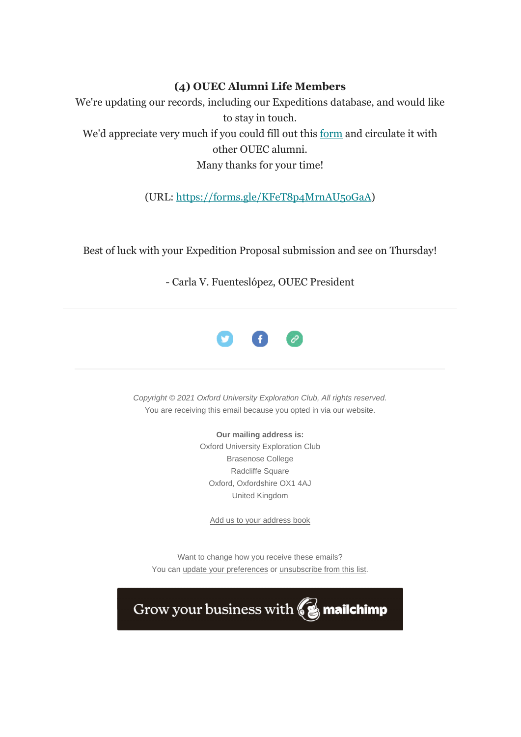### (4) OUEC Alumni Life Members

We're updating our records, including our Expeditions database, and would like to stay in touch.

We'd appreciate very much if you could fill out this form and circulate it with other OUEC alumni.

Many thanks for your time!

(URL: https://forms.gle/KFeT8p4MrnAU5oGaA)

Best of luck with your Expedition Proposal submission and see on Thursday!

- Carla V. Fuenteslópez, OUEC President

---

*Copyright © 2021 Oxford University Exploration Club, All rights reserved.*

You are receiving this email because you opted in via our website.

**Our mailing address is:**

Oxford University Exploration Club
Brasenose College
Radcliffe Square
Oxford, Oxfordshire OX1 4AJ
United Kingdom

Add us to your address book

Want to change how you receive these emails?

You can update your preferences or unsubscribe from this list.

Grow your business with mailchimp